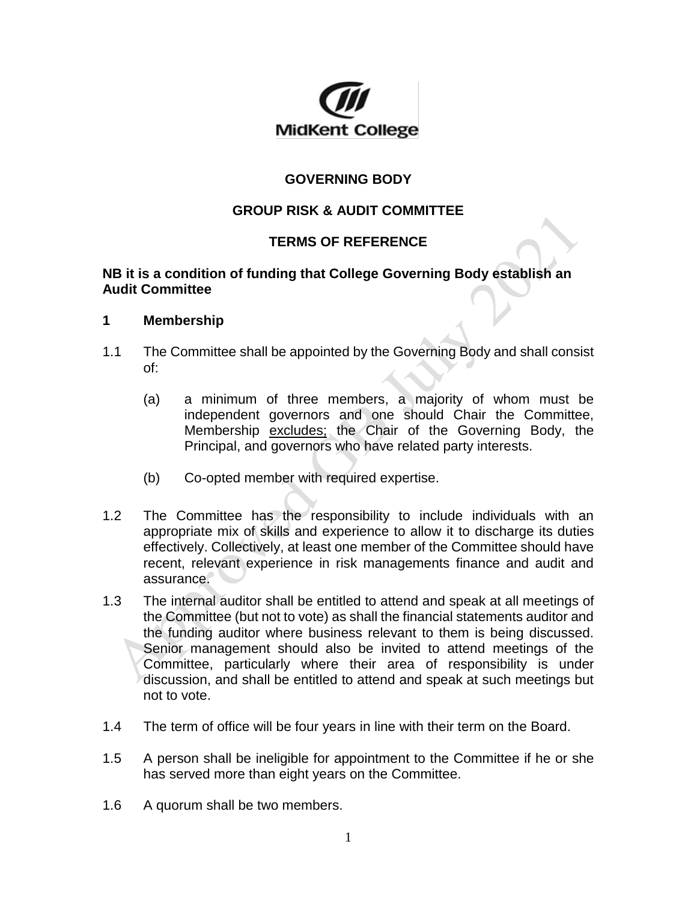MidKent College

**GOVERNING BODY**

**GROUP RISK & AUDIT COMMITTEE**

**TERMS OF REFERENCE**

**NB it is a condition of funding that College Governing Body establish an Audit Committee**

## 1 Membership

1.1 The Committee shall be appointed by the Governing Body and shall consist of:

(a) a minimum of three members, a majority of whom must be independent governors and one should Chair the Committee, Membership excludes; the Chair of the Governing Body, the Principal, and governors who have related party interests.

(b) Co-opted member with required expertise.

1.2 The Committee has the responsibility to include individuals with an appropriate mix of skills and experience to allow it to discharge its duties effectively. Collectively, at least one member of the Committee should have recent, relevant experience in risk managements finance and audit and assurance.

1.3 The internal auditor shall be entitled to attend and speak at all meetings of the Committee (but not to vote) as shall the financial statements auditor and the funding auditor where business relevant to them is being discussed. Senior management should also be invited to attend meetings of the Committee, particularly where their area of responsibility is under discussion, and shall be entitled to attend and speak at such meetings but not to vote.

1.4 The term of office will be four years in line with their term on the Board.

1.5 A person shall be ineligible for appointment to the Committee if he or she has served more than eight years on the Committee.

1.6 A quorum shall be two members.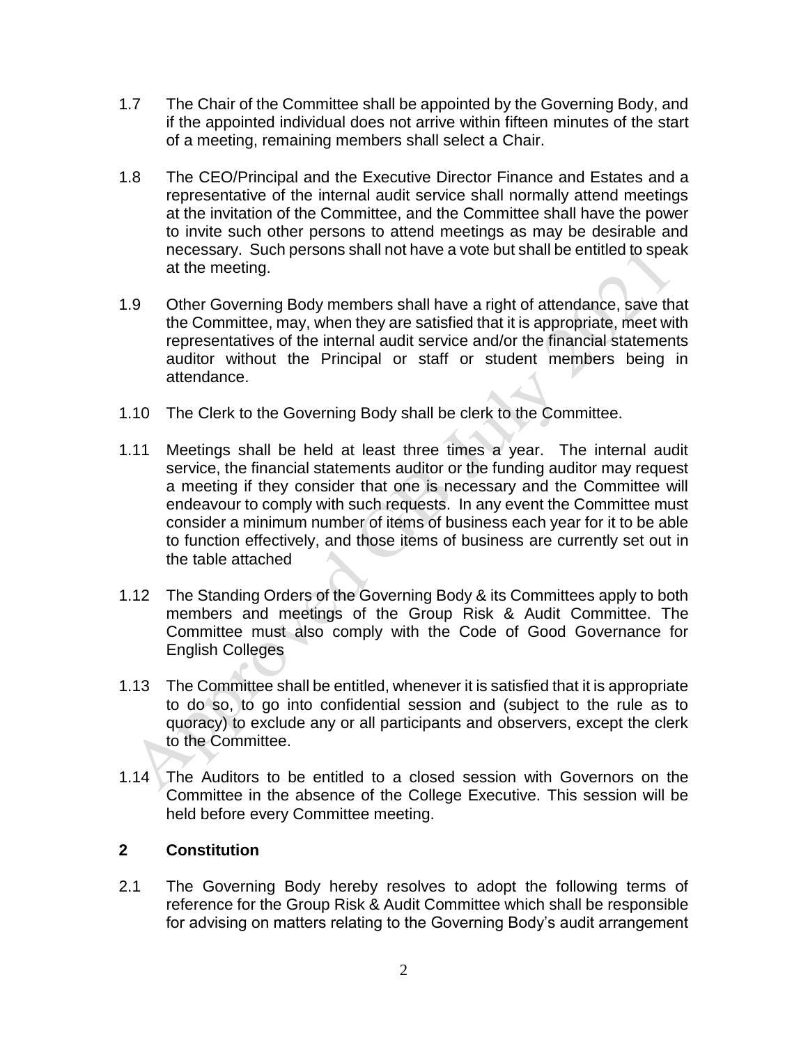1.7 The Chair of the Committee shall be appointed by the Governing Body, and if the appointed individual does not arrive within fifteen minutes of the start of a meeting, remaining members shall select a Chair.

1.8 The CEO/Principal and the Executive Director Finance and Estates and a representative of the internal audit service shall normally attend meetings at the invitation of the Committee, and the Committee shall have the power to invite such other persons to attend meetings as may be desirable and necessary. Such persons shall not have a vote but shall be entitled to speak at the meeting.

1.9 Other Governing Body members shall have a right of attendance, save that the Committee, may, when they are satisfied that it is appropriate, meet with representatives of the internal audit service and/or the financial statements auditor without the Principal or staff or student members being in attendance.

1.10 The Clerk to the Governing Body shall be clerk to the Committee.

1.11 Meetings shall be held at least three times a year. The internal audit service, the financial statements auditor or the funding auditor may request a meeting if they consider that one is necessary and the Committee will endeavour to comply with such requests. In any event the Committee must consider a minimum number of items of business each year for it to be able to function effectively, and those items of business are currently set out in the table attached

1.12 The Standing Orders of the Governing Body & its Committees apply to both members and meetings of the Group Risk & Audit Committee. The Committee must also comply with the Code of Good Governance for English Colleges

1.13 The Committee shall be entitled, whenever it is satisfied that it is appropriate to do so, to go into confidential session and (subject to the rule as to quoracy) to exclude any or all participants and observers, except the clerk to the Committee.

1.14 The Auditors to be entitled to a closed session with Governors on the Committee in the absence of the College Executive. This session will be held before every Committee meeting.

## 2 Constitution

2.1 The Governing Body hereby resolves to adopt the following terms of reference for the Group Risk & Audit Committee which shall be responsible for advising on matters relating to the Governing Body's audit arrangement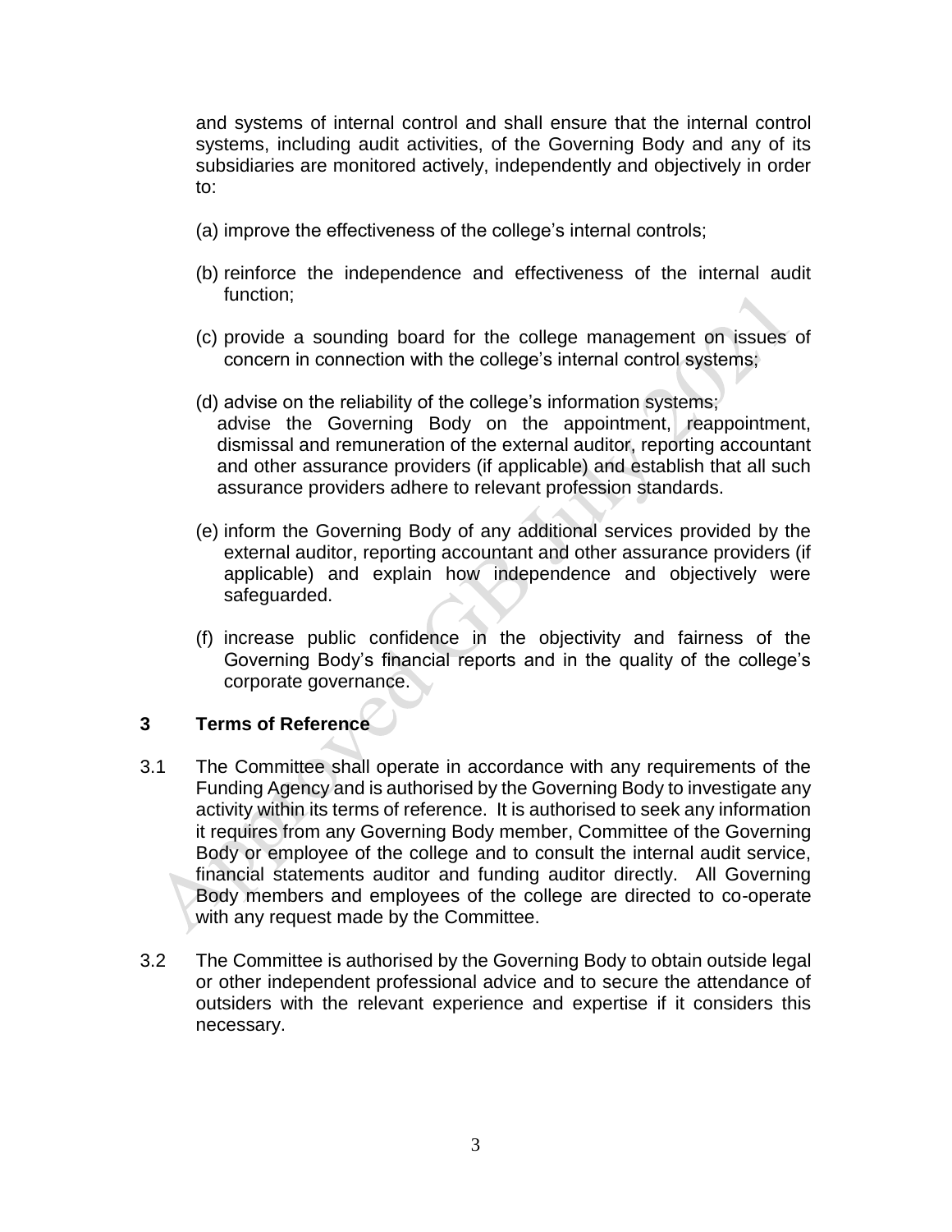and systems of internal control and shall ensure that the internal control systems, including audit activities, of the Governing Body and any of its subsidiaries are monitored actively, independently and objectively in order to:

(a) improve the effectiveness of the college's internal controls;

(b) reinforce the independence and effectiveness of the internal audit function;

(c) provide a sounding board for the college management on issues of concern in connection with the college's internal control systems;

(d) advise on the reliability of the college's information systems;
advise the Governing Body on the appointment, reappointment, dismissal and remuneration of the external auditor, reporting accountant and other assurance providers (if applicable) and establish that all such assurance providers adhere to relevant profession standards.

(e) inform the Governing Body of any additional services provided by the external auditor, reporting accountant and other assurance providers (if applicable) and explain how independence and objectively were safeguarded.

(f) increase public confidence in the objectivity and fairness of the Governing Body's financial reports and in the quality of the college's corporate governance.

## 3 Terms of Reference

3.1 The Committee shall operate in accordance with any requirements of the Funding Agency and is authorised by the Governing Body to investigate any activity within its terms of reference. It is authorised to seek any information it requires from any Governing Body member, Committee of the Governing Body or employee of the college and to consult the internal audit service, financial statements auditor and funding auditor directly. All Governing Body members and employees of the college are directed to co-operate with any request made by the Committee.

3.2 The Committee is authorised by the Governing Body to obtain outside legal or other independent professional advice and to secure the attendance of outsiders with the relevant experience and expertise if it considers this necessary.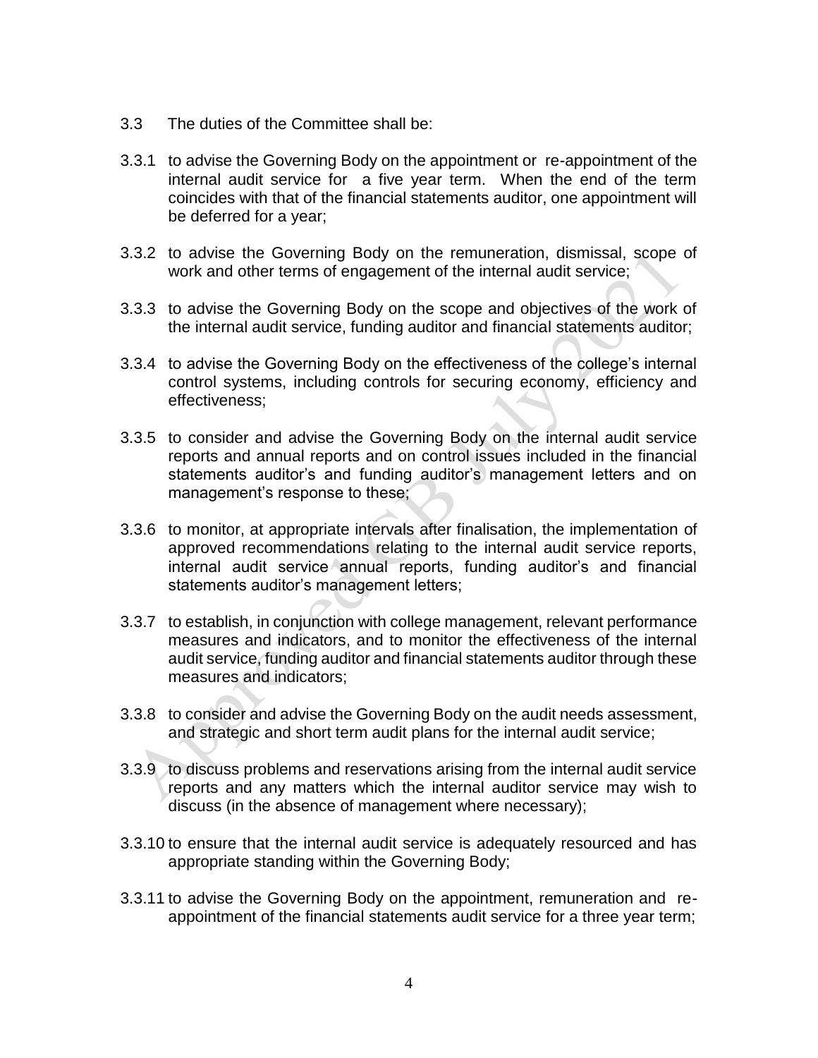3.3 The duties of the Committee shall be:

3.3.1 to advise the Governing Body on the appointment or re-appointment of the internal audit service for a five year term. When the end of the term coincides with that of the financial statements auditor, one appointment will be deferred for a year;

3.3.2 to advise the Governing Body on the remuneration, dismissal, scope of work and other terms of engagement of the internal audit service;

3.3.3 to advise the Governing Body on the scope and objectives of the work of the internal audit service, funding auditor and financial statements auditor;

3.3.4 to advise the Governing Body on the effectiveness of the college's internal control systems, including controls for securing economy, efficiency and effectiveness;

3.3.5 to consider and advise the Governing Body on the internal audit service reports and annual reports and on control issues included in the financial statements auditor's and funding auditor's management letters and on management's response to these;

3.3.6 to monitor, at appropriate intervals after finalisation, the implementation of approved recommendations relating to the internal audit service reports, internal audit service annual reports, funding auditor's and financial statements auditor's management letters;

3.3.7 to establish, in conjunction with college management, relevant performance measures and indicators, and to monitor the effectiveness of the internal audit service, funding auditor and financial statements auditor through these measures and indicators;

3.3.8 to consider and advise the Governing Body on the audit needs assessment, and strategic and short term audit plans for the internal audit service;

3.3.9 to discuss problems and reservations arising from the internal audit service reports and any matters which the internal auditor service may wish to discuss (in the absence of management where necessary);

3.3.10 to ensure that the internal audit service is adequately resourced and has appropriate standing within the Governing Body;

3.3.11 to advise the Governing Body on the appointment, remuneration and re-appointment of the financial statements audit service for a three year term;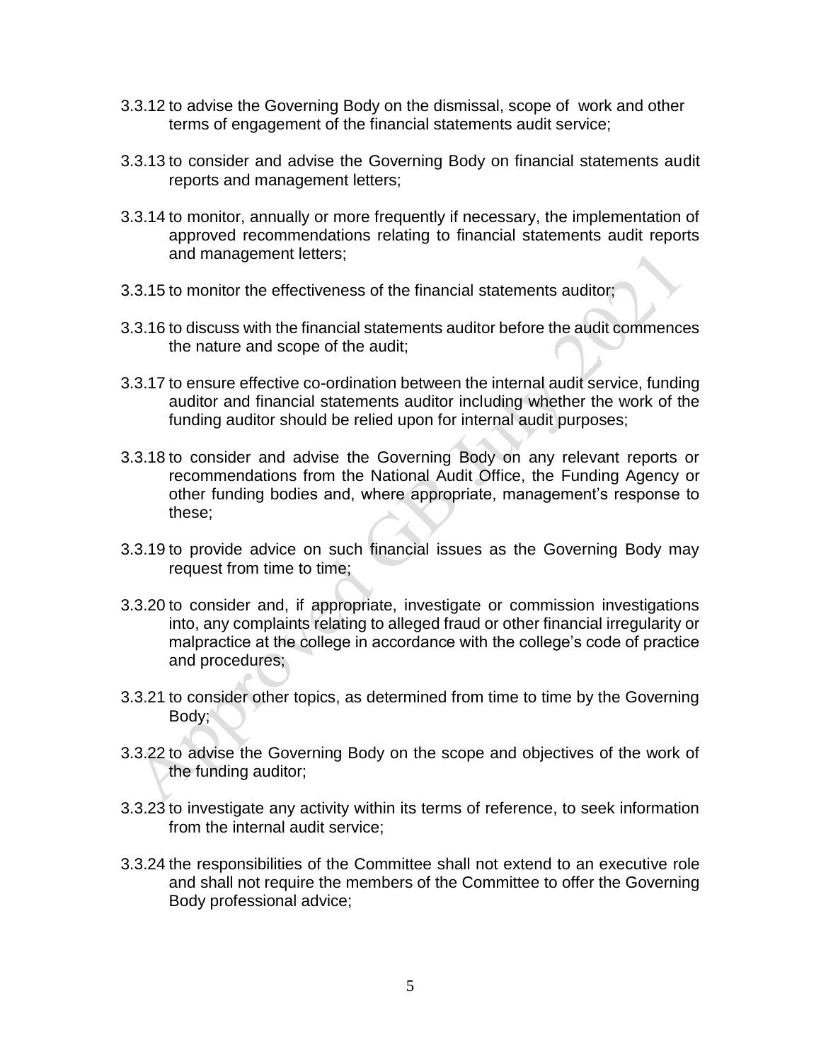3.3.12 to advise the Governing Body on the dismissal, scope of work and other terms of engagement of the financial statements audit service;

3.3.13 to consider and advise the Governing Body on financial statements audit reports and management letters;

3.3.14 to monitor, annually or more frequently if necessary, the implementation of approved recommendations relating to financial statements audit reports and management letters;

3.3.15 to monitor the effectiveness of the financial statements auditor;

3.3.16 to discuss with the financial statements auditor before the audit commences the nature and scope of the audit;

3.3.17 to ensure effective co-ordination between the internal audit service, funding auditor and financial statements auditor including whether the work of the funding auditor should be relied upon for internal audit purposes;

3.3.18 to consider and advise the Governing Body on any relevant reports or recommendations from the National Audit Office, the Funding Agency or other funding bodies and, where appropriate, management's response to these;

3.3.19 to provide advice on such financial issues as the Governing Body may request from time to time;

3.3.20 to consider and, if appropriate, investigate or commission investigations into, any complaints relating to alleged fraud or other financial irregularity or malpractice at the college in accordance with the college's code of practice and procedures;

3.3.21 to consider other topics, as determined from time to time by the Governing Body;

3.3.22 to advise the Governing Body on the scope and objectives of the work of the funding auditor;

3.3.23 to investigate any activity within its terms of reference, to seek information from the internal audit service;

3.3.24 the responsibilities of the Committee shall not extend to an executive role and shall not require the members of the Committee to offer the Governing Body professional advice;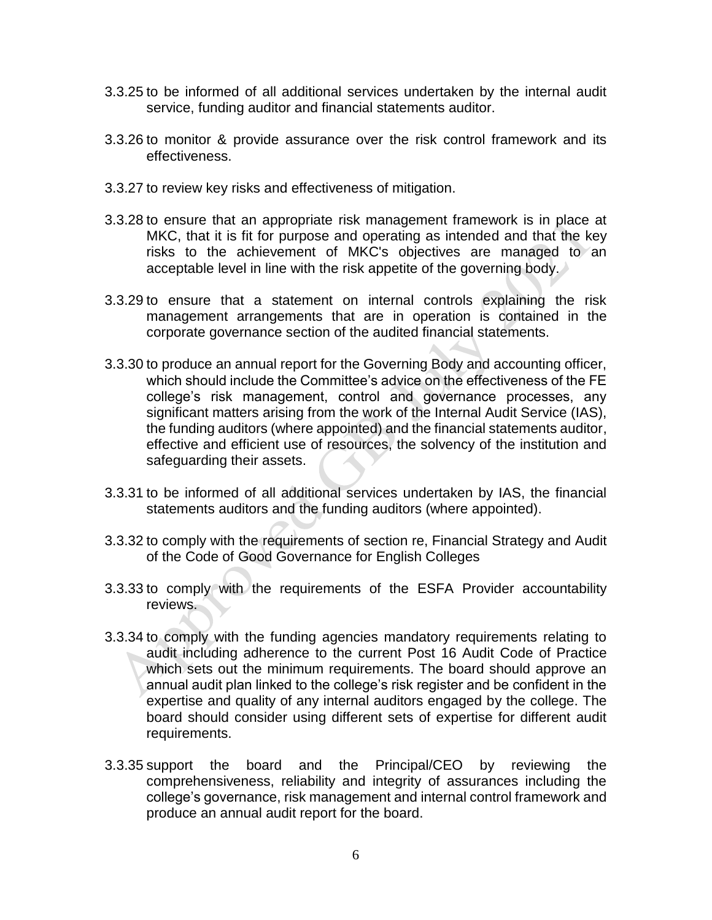3.3.25 to be informed of all additional services undertaken by the internal audit service, funding auditor and financial statements auditor.

3.3.26 to monitor & provide assurance over the risk control framework and its effectiveness.

3.3.27 to review key risks and effectiveness of mitigation.

3.3.28 to ensure that an appropriate risk management framework is in place at MKC, that it is fit for purpose and operating as intended and that the key risks to the achievement of MKC's objectives are managed to an acceptable level in line with the risk appetite of the governing body.

3.3.29 to ensure that a statement on internal controls explaining the risk management arrangements that are in operation is contained in the corporate governance section of the audited financial statements.

3.3.30 to produce an annual report for the Governing Body and accounting officer, which should include the Committee's advice on the effectiveness of the FE college's risk management, control and governance processes, any significant matters arising from the work of the Internal Audit Service (IAS), the funding auditors (where appointed) and the financial statements auditor, effective and efficient use of resources, the solvency of the institution and safeguarding their assets.

3.3.31 to be informed of all additional services undertaken by IAS, the financial statements auditors and the funding auditors (where appointed).

3.3.32 to comply with the requirements of section re, Financial Strategy and Audit of the Code of Good Governance for English Colleges

3.3.33 to comply with the requirements of the ESFA Provider accountability reviews.

3.3.34 to comply with the funding agencies mandatory requirements relating to audit including adherence to the current Post 16 Audit Code of Practice which sets out the minimum requirements. The board should approve an annual audit plan linked to the college's risk register and be confident in the expertise and quality of any internal auditors engaged by the college. The board should consider using different sets of expertise for different audit requirements.

3.3.35 support the board and the Principal/CEO by reviewing the comprehensiveness, reliability and integrity of assurances including the college's governance, risk management and internal control framework and produce an annual audit report for the board.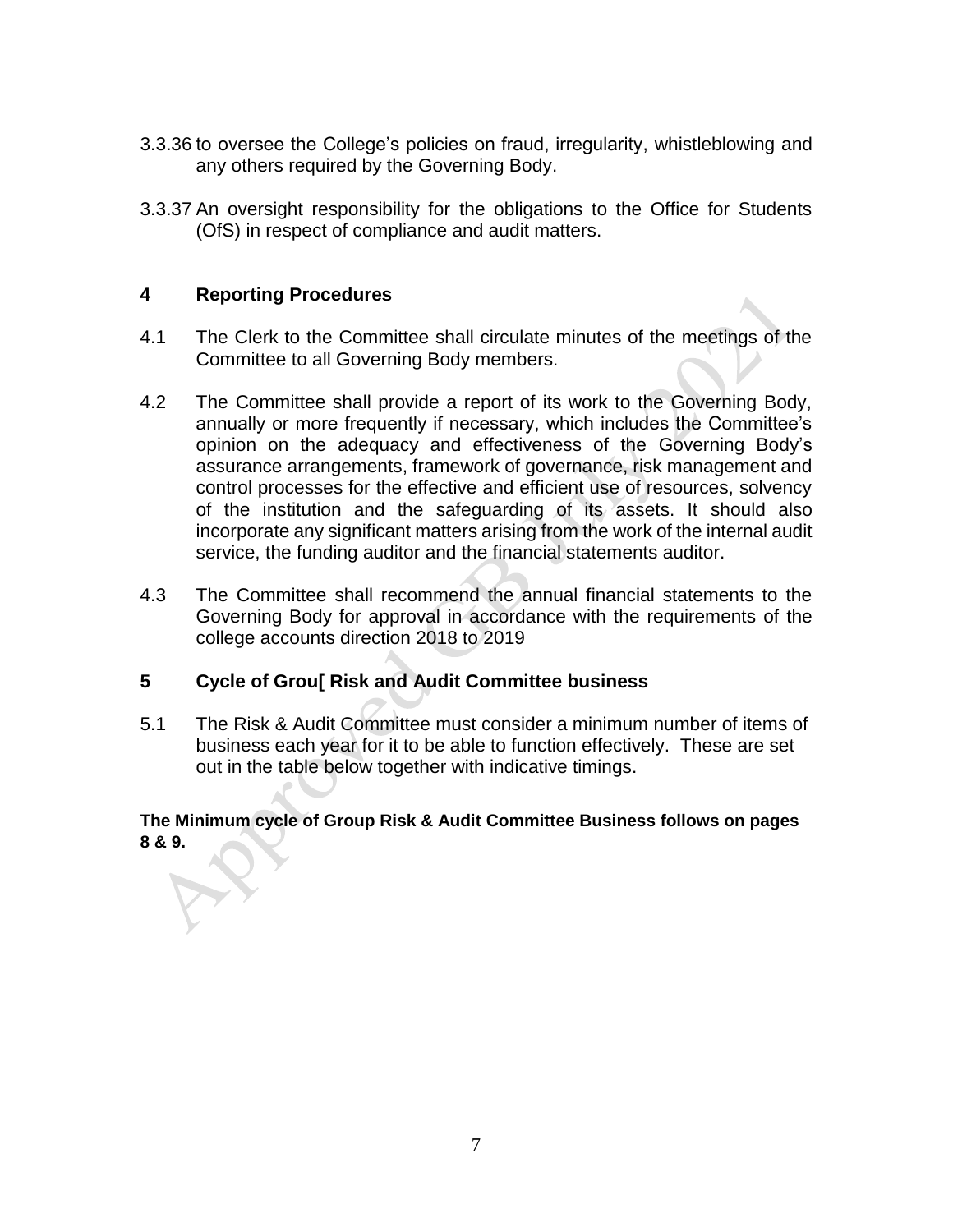3.3.36 to oversee the College's policies on fraud, irregularity, whistleblowing and any others required by the Governing Body.

3.3.37 An oversight responsibility for the obligations to the Office for Students (OfS) in respect of compliance and audit matters.

## 4 Reporting Procedures

4.1 The Clerk to the Committee shall circulate minutes of the meetings of the Committee to all Governing Body members.

4.2 The Committee shall provide a report of its work to the Governing Body, annually or more frequently if necessary, which includes the Committee's opinion on the adequacy and effectiveness of the Governing Body's assurance arrangements, framework of governance, risk management and control processes for the effective and efficient use of resources, solvency of the institution and the safeguarding of its assets. It should also incorporate any significant matters arising from the work of the internal audit service, the funding auditor and the financial statements auditor.

4.3 The Committee shall recommend the annual financial statements to the Governing Body for approval in accordance with the requirements of the college accounts direction 2018 to 2019

## 5 Cycle of Grou[ Risk and Audit Committee business

5.1 The Risk & Audit Committee must consider a minimum number of items of business each year for it to be able to function effectively. These are set out in the table below together with indicative timings.

**The Minimum cycle of Group Risk & Audit Committee Business follows on pages 8 & 9.**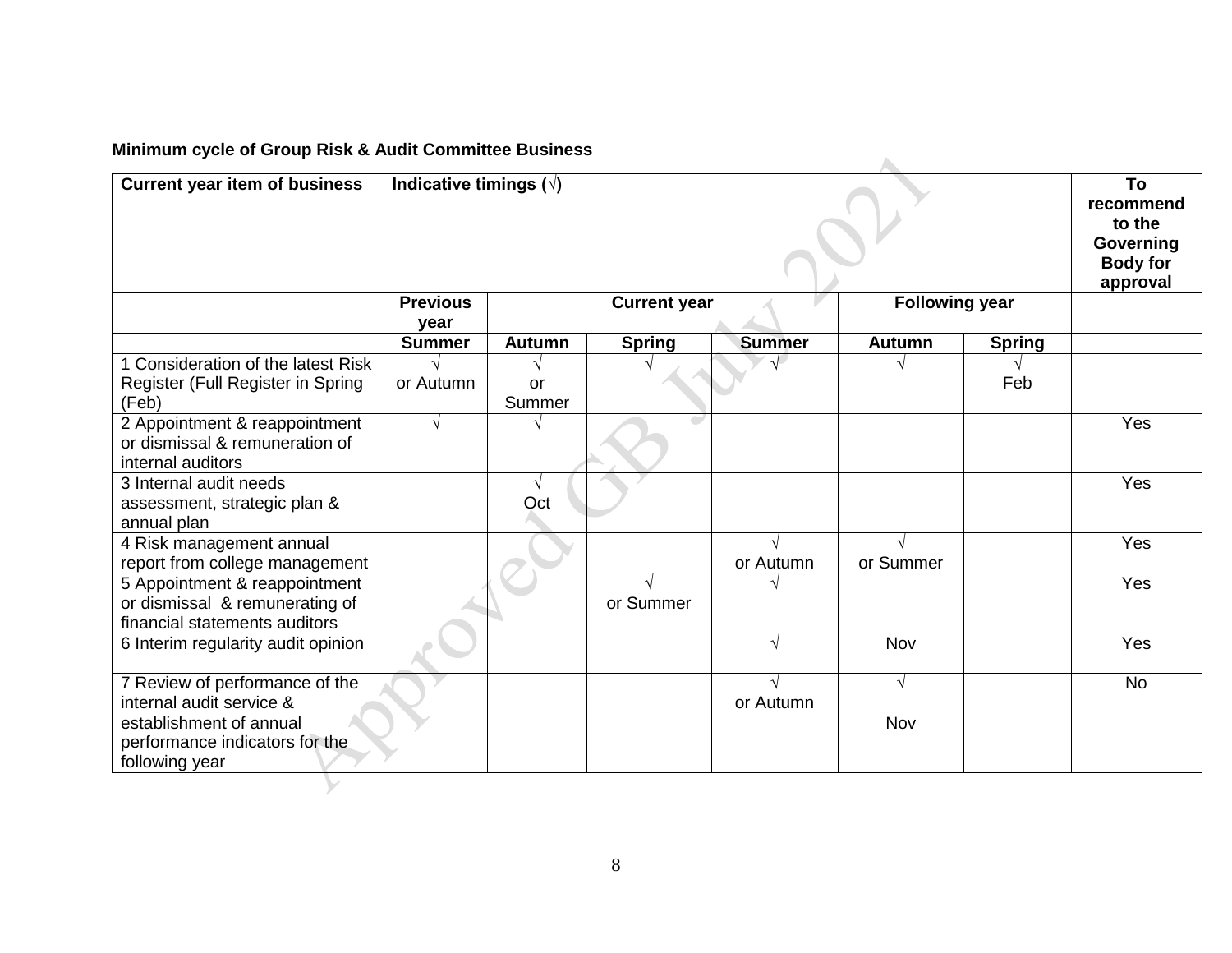**Minimum cycle of Group Risk & Audit Committee Business**

| Current year item of business | Indicative timings (√) | | | | | | To recommend to the Governing Body for approval |
|---|---|---|---|---|---|---|---|
| | Previous year | Current year | | | Following year | | |
| | Summer | Autumn | Spring | Summer | Autumn | Spring | |
| 1 Consideration of the latest Risk Register (Full Register in Spring (Feb) | √ or Autumn | √ or Summer | √ | √ | √ | √ Feb | |
| 2 Appointment & reappointment or dismissal & remuneration of internal auditors | √ | √ | | | | | Yes |
| 3 Internal audit needs assessment, strategic plan & annual plan | | √ Oct | | | | | Yes |
| 4 Risk management annual report from college management | | | | √ or Autumn | √ or Summer | | Yes |
| 5 Appointment & reappointment or dismissal & remunerating of financial statements auditors | | | √ or Summer | √ | | | Yes |
| 6 Interim regularity audit opinion | | | | √ | Nov | | Yes |
| 7 Review of performance of the internal audit service & establishment of annual performance indicators for the following year | | | | √ or Autumn | √ Nov | | No |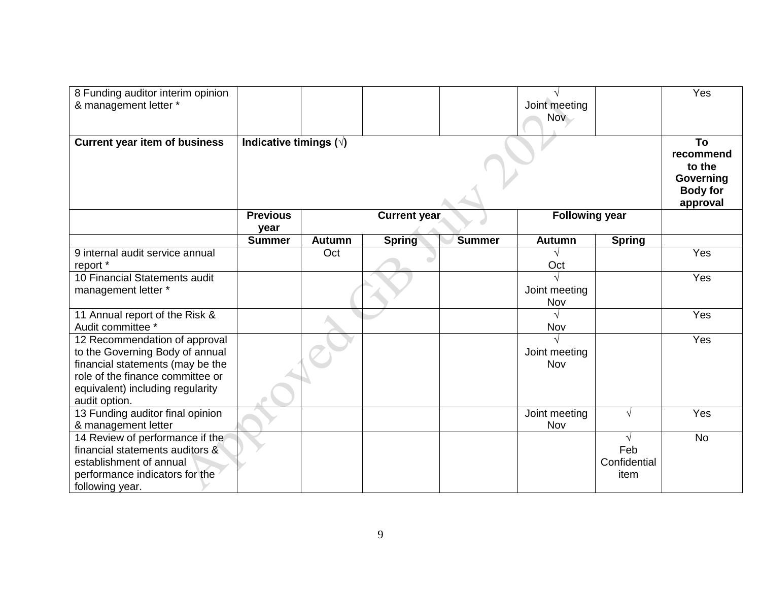| 8 Funding auditor interim opinion & management letter * | | | | | √ Joint meeting Nov | | Yes |
|---|---|---|---|---|---|---|---|
| **Current year item of business** | **Indicative timings (√)** | | | | | | **To recommend to the Governing Body for approval** |
| | **Previous year** | **Current year** | | | **Following year** | | |
| | **Summer** | **Autumn** | **Spring** | **Summer** | **Autumn** | **Spring** | |
| 9 internal audit service annual report * | | Oct | | | √ Oct | | Yes |
| 10 Financial Statements audit management letter * | | | | | √ Joint meeting Nov | | Yes |
| 11 Annual report of the Risk & Audit committee * | | | | | √ Nov | | Yes |
| 12 Recommendation of approval to the Governing Body of annual financial statements (may be the role of the finance committee or equivalent) including regularity audit option. | | | | | √ Joint meeting Nov | | Yes |
| 13 Funding auditor final opinion & management letter | | | | | Joint meeting Nov | √ | Yes |
| 14 Review of performance if the financial statements auditors & establishment of annual performance indicators for the following year. | | | | | | √ Feb Confidential item | No |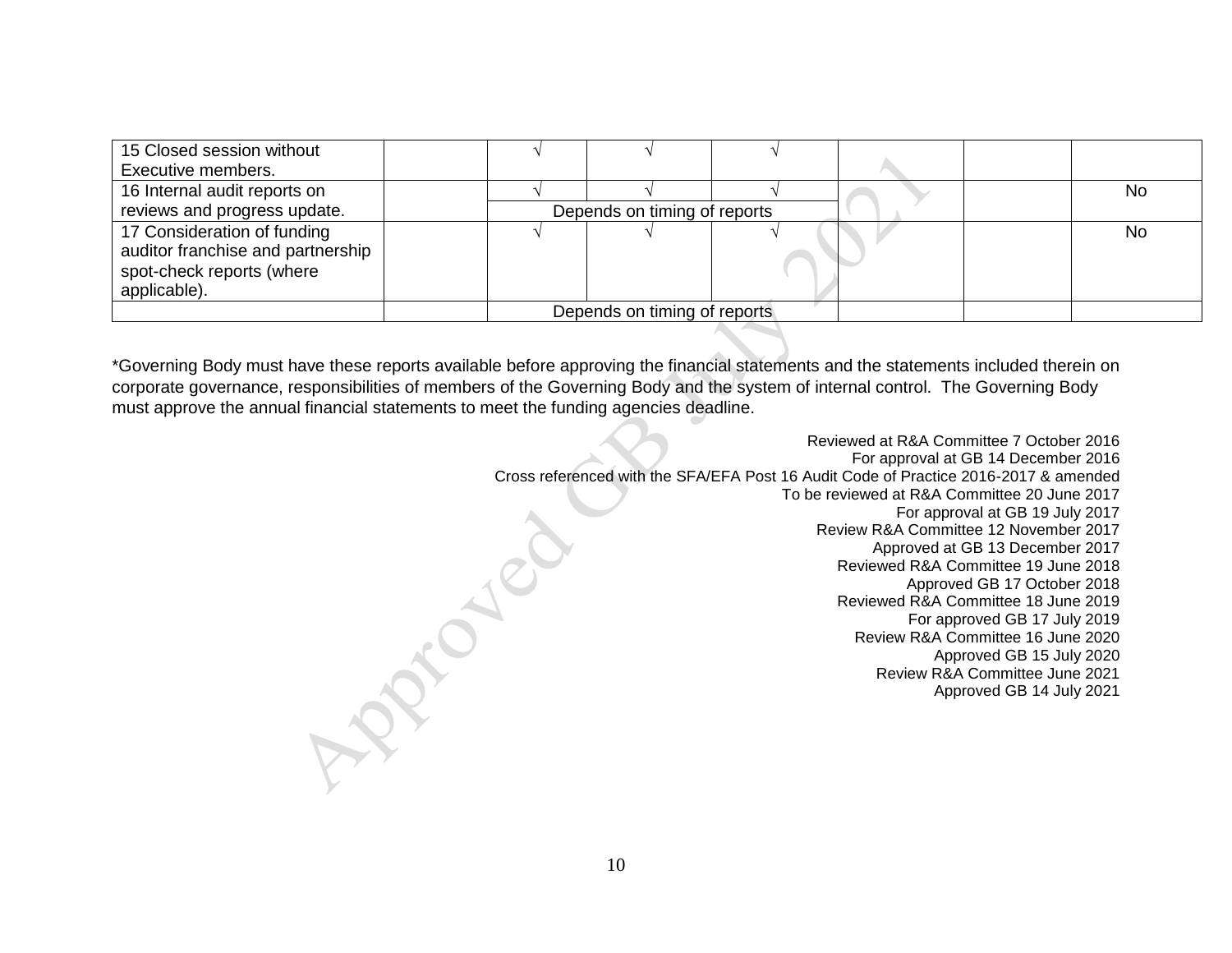| | | | | | | | |
|---|---|---|---|---|---|---|---|
| 15 Closed session without Executive members. | | √ | √ | √ | | | |
| 16 Internal audit reports on reviews and progress update. | | √ | √ | √ | | | No |
| | | Depends on timing of reports | | | | | |
| 17 Consideration of funding auditor franchise and partnership spot-check reports (where applicable). | | √ | √ | √ | | | No |
| | | Depends on timing of reports | | | | | |

*Governing Body must have these reports available before approving the financial statements and the statements included therein on corporate governance, responsibilities of members of the Governing Body and the system of internal control. The Governing Body must approve the annual financial statements to meet the funding agencies deadline.

Reviewed at R&A Committee 7 October 2016
For approval at GB 14 December 2016
Cross referenced with the SFA/EFA Post 16 Audit Code of Practice 2016-2017 & amended
To be reviewed at R&A Committee 20 June 2017
For approval at GB 19 July 2017
Review R&A Committee 12 November 2017
Approved at GB 13 December 2017
Reviewed R&A Committee 19 June 2018
Approved GB 17 October 2018
Reviewed R&A Committee 18 June 2019
For approved GB 17 July 2019
Review R&A Committee 16 June 2020
Approved GB 15 July 2020
Review R&A Committee June 2021
Approved GB 14 July 2021